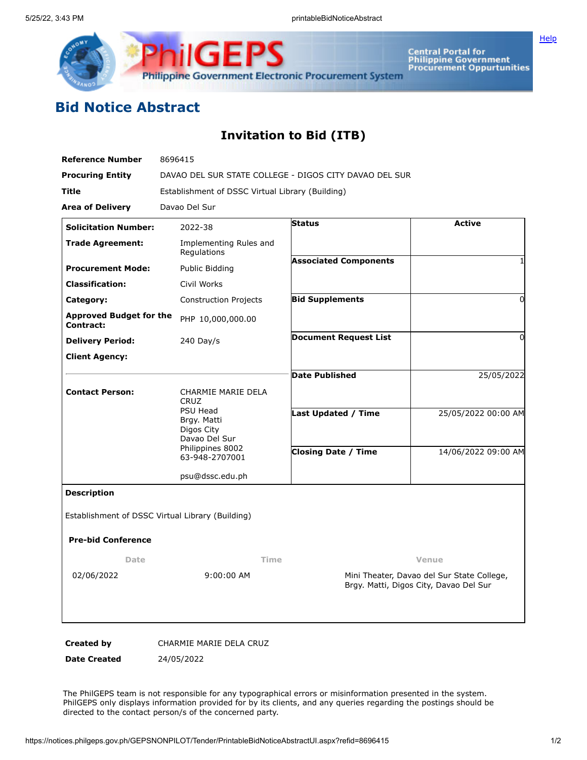## Bid Notice Abstract

### Invitation to Bid (ITB)

**Reference Number** 8696415

**Procuring Entity** DAVAO DEL SUR STATE COLLEGE - DIGOS CITY DAVAO DEL SUR

**Title** Establishment of DSSC Virtual Library (Building)

**Area of Delivery** Davao Del Sur

| | | | |
|---|---|---|---|
| **Solicitation Number:** | 2022-38 | **Status** | Active |
| **Trade Agreement:** | Implementing Rules and Regulations | **Associated Components** | 1 |
| **Procurement Mode:** | Public Bidding | **Bid Supplements** | 0 |
| **Classification:** | Civil Works | **Document Request List** | 0 |
| **Category:** | Construction Projects | **Date Published** | 25/05/2022 |
| **Approved Budget for the Contract:** | PHP 10,000,000.00 | **Last Updated / Time** | 25/05/2022 00:00 AM |
| **Delivery Period:** | 240 Day/s | **Closing Date / Time** | 14/06/2022 09:00 AM |
| **Client Agency:** | | | |
| **Contact Person:** | CHARMIE MARIE DELA CRUZ<br>PSU Head<br>Brgy. Matti<br>Digos City<br>Davao Del Sur<br>Philippines 8002<br>63-948-2707001<br><br>psu@dssc.edu.ph | | |

**Description**

Establishment of DSSC Virtual Library (Building)

**Pre-bid Conference**

| Date | Time | Venue |
|---|---|---|
| 02/06/2022 | 9:00:00 AM | Mini Theater, Davao del Sur State College, Brgy. Matti, Digos City, Davao Del Sur |

**Created by** CHARMIE MARIE DELA CRUZ

**Date Created** 24/05/2022

The PhilGEPS team is not responsible for any typographical errors or misinformation presented in the system. PhilGEPS only displays information provided for by its clients, and any queries regarding the postings should be directed to the contact person/s of the concerned party.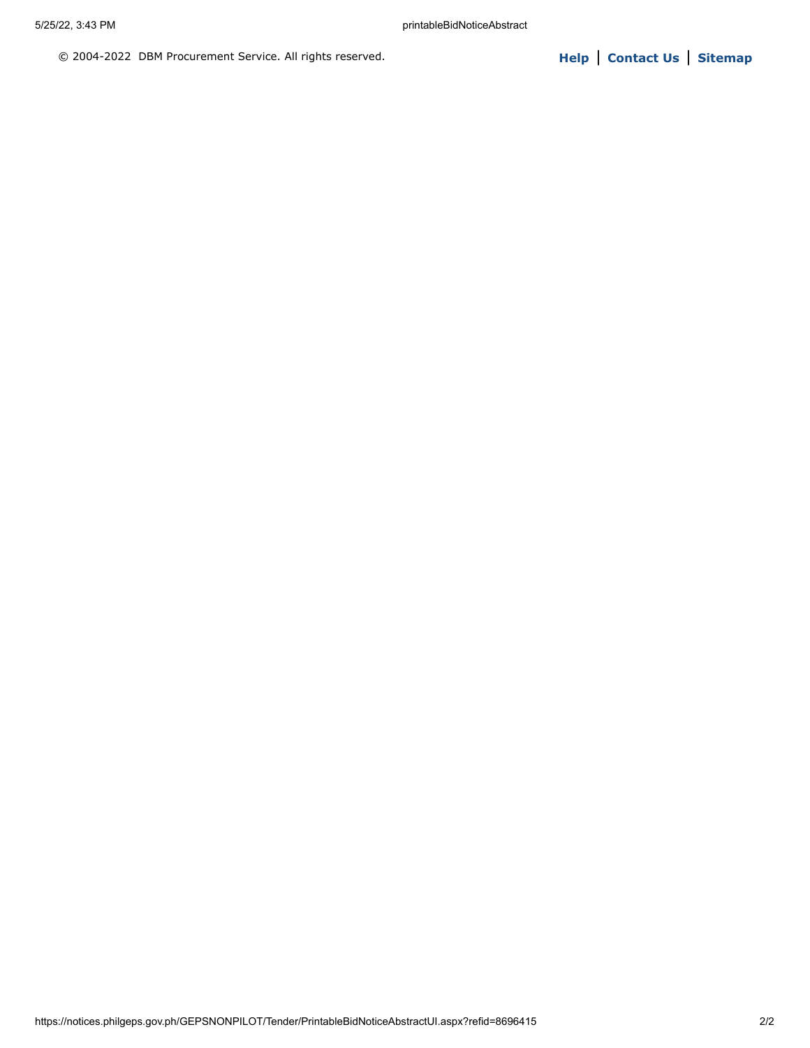© 2004-2022 DBM Procurement Service. All rights reserved.

**Help** | **Contact Us** | **Sitemap**